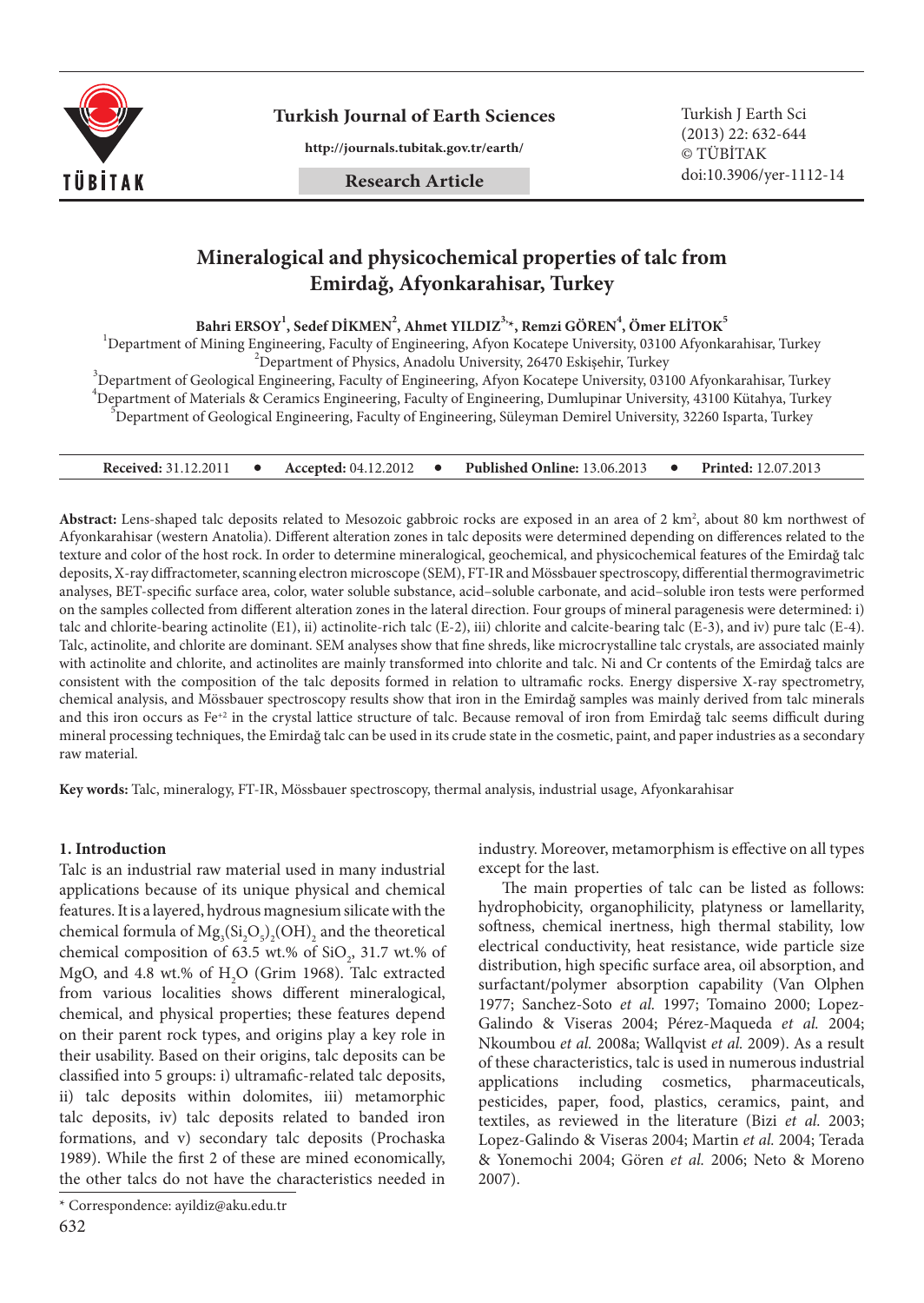# Mineralogical and physicochemical properties of talc from Emirdağ, Afyonkarahisar, Turkey

**Bahri ERSOY[1], Sedef DİKMEN[2], Ahmet YILDIZ[3,*], Remzi GÖREN[4], Ömer ELİTOK[5]**

[1]Department of Mining Engineering, Faculty of Engineering, Afyon Kocatepe University, 03100 Afyonkarahisar, Turkey
[2]Department of Physics, Anadolu University, 26470 Eskişehir, Turkey
[3]Department of Geological Engineering, Faculty of Engineering, Afyon Kocatepe University, 03100 Afyonkarahisar, Turkey
[4]Department of Materials & Ceramics Engineering, Faculty of Engineering, Dumlupinar University, 43100 Kütahya, Turkey
[5]Department of Geological Engineering, Faculty of Engineering, Süleyman Demirel University, 32260 Isparta, Turkey

**Received:** 31.12.2011 • **Accepted:** 04.12.2012 • **Published Online:** 13.06.2013 • **Printed:** 12.07.2013

**Abstract:** Lens-shaped talc deposits related to Mesozoic gabbroic rocks are exposed in an area of 2 $km^2$, about 80 km northwest of Afyonkarahisar (western Anatolia). Different alteration zones in talc deposits were determined depending on differences related to the texture and color of the host rock. In order to determine mineralogical, geochemical, and physicochemical features of the Emirdağ talc deposits, X-ray diffractometer, scanning electron microscope (SEM), FT-IR and Mössbauer spectroscopy, differential thermogravimetric analyses, BET-specific surface area, color, water soluble substance, acid–soluble carbonate, and acid–soluble iron tests were performed on the samples collected from different alteration zones in the lateral direction. Four groups of mineral paragenesis were determined: i) talc and chlorite-bearing actinolite (E1), ii) actinolite-rich talc (E-2), iii) chlorite and calcite-bearing talc (E-3), and iv) pure talc (E-4). Talc, actinolite, and chlorite are dominant. SEM analyses show that fine shreds, like microcrystalline talc crystals, are associated mainly with actinolite and chlorite, and actinolites are mainly transformed into chlorite and talc. Ni and Cr contents of the Emirdağ talcs are consistent with the composition of the talc deposits formed in relation to ultramafic rocks. Energy dispersive X-ray spectrometry, chemical analysis, and Mössbauer spectroscopy results show that iron in the Emirdağ samples was mainly derived from talc minerals and this iron occurs as $Fe^{+2}$ in the crystal lattice structure of talc. Because removal of iron from Emirdağ talc seems difficult during mineral processing techniques, the Emirdağ talc can be used in its crude state in the cosmetic, paint, and paper industries as a secondary raw material.

**Key words:** Talc, mineralogy, FT-IR, Mössbauer spectroscopy, thermal analysis, industrial usage, Afyonkarahisar

## 1. Introduction

Talc is an industrial raw material used in many industrial applications because of its unique physical and chemical features. It is a layered, hydrous magnesium silicate with the chemical formula of $Mg_3(Si_2O_5)_2(OH)_2$ and the theoretical chemical composition of 63.5 wt.% of $SiO_2$, 31.7 wt.% of MgO, and 4.8 wt.% of $H_2O$ (Grim 1968). Talc extracted from various localities shows different mineralogical, chemical, and physical properties; these features depend on their parent rock types, and origins play a key role in their usability. Based on their origins, talc deposits can be classified into 5 groups: i) ultramafic-related talc deposits, ii) talc deposits within dolomites, iii) metamorphic talc deposits, iv) talc deposits related to banded iron formations, and v) secondary talc deposits (Prochaska 1989). While the first 2 of these are mined economically, the other talcs do not have the characteristics needed in industry. Moreover, metamorphism is effective on all types except for the last.

The main properties of talc can be listed as follows: hydrophobicity, organophilicity, platyness or lamellarity, softness, chemical inertness, high thermal stability, low electrical conductivity, heat resistance, wide particle size distribution, high specific surface area, oil absorption, and surfactant/polymer absorption capability (Van Olphen 1977; Sanchez-Soto *et al.* 1997; Tomaino 2000; Lopez-Galindo & Viseras 2004; Pérez-Maqueda *et al.* 2004; Nkoumbou *et al.* 2008a; Wallqvist *et al.* 2009). As a result of these characteristics, talc is used in numerous industrial applications including cosmetics, pharmaceuticals, pesticides, paper, food, plastics, ceramics, paint, and textiles, as reviewed in the literature (Bizi *et al.* 2003; Lopez-Galindo & Viseras 2004; Martin *et al.* 2004; Terada & Yonemochi 2004; Gören *et al.* 2006; Neto & Moreno 2007).

* Correspondence: ayildiz@aku.edu.tr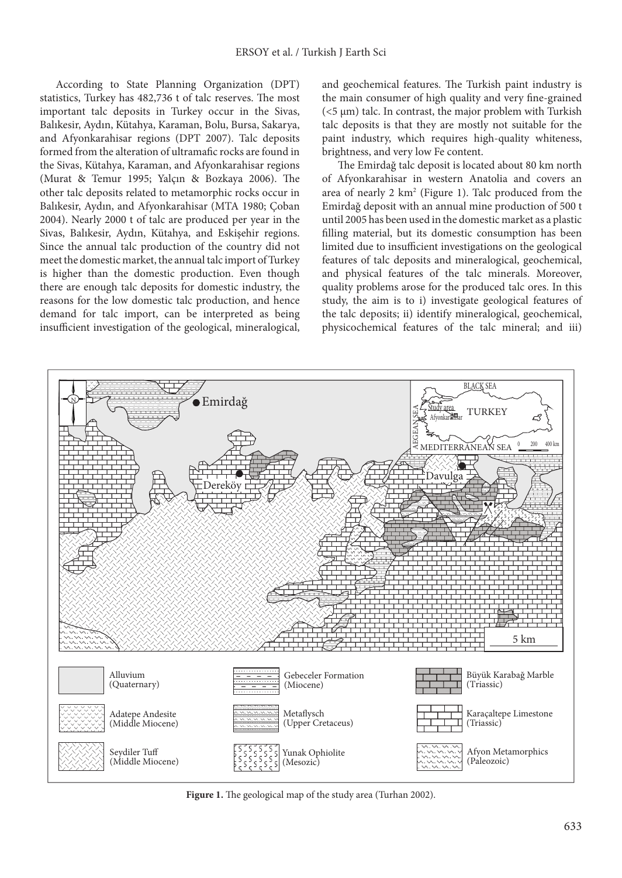According to State Planning Organization (DPT) statistics, Turkey has 482,736 t of talc reserves. The most important talc deposits in Turkey occur in the Sivas, Balıkesir, Aydın, Kütahya, Karaman, Bolu, Bursa, Sakarya, and Afyonkarahisar regions (DPT 2007). Talc deposits formed from the alteration of ultramafic rocks are found in the Sivas, Kütahya, Karaman, and Afyonkarahisar regions (Murat & Temur 1995; Yalçın & Bozkaya 2006). The other talc deposits related to metamorphic rocks occur in Balıkesir, Aydın, and Afyonkarahisar (MTA 1980; Çoban 2004). Nearly 2000 t of talc are produced per year in the Sivas, Balıkesir, Aydın, Kütahya, and Eskişehir regions. Since the annual talc production of the country did not meet the domestic market, the annual talc import of Turkey is higher than the domestic production. Even though there are enough talc deposits for domestic industry, the reasons for the low domestic talc production, and hence demand for talc import, can be interpreted as being insufficient investigation of the geological, mineralogical, and geochemical features. The Turkish paint industry is the main consumer of high quality and very fine-grained (<5 µm) talc. In contrast, the major problem with Turkish talc deposits is that they are mostly not suitable for the paint industry, which requires high-quality whiteness, brightness, and very low Fe content.

The Emirdağ talc deposit is located about 80 km north of Afyonkarahisar in western Anatolia and covers an area of nearly 2 $km^2$ (Figure 1). Talc produced from the Emirdağ deposit with an annual mine production of 500 t until 2005 has been used in the domestic market as a plastic filling material, but its domestic consumption has been limited due to insufficient investigations on the geological features of talc deposits and mineralogical, geochemical, and physical features of the talc minerals. Moreover, quality problems arose for the produced talc ores. In this study, the aim is to i) investigate geological features of the talc deposits; ii) identify mineralogical, geochemical, physicochemical features of the talc mineral; and iii)

**Figure 1.** The geological map of the study area (Turhan 2002).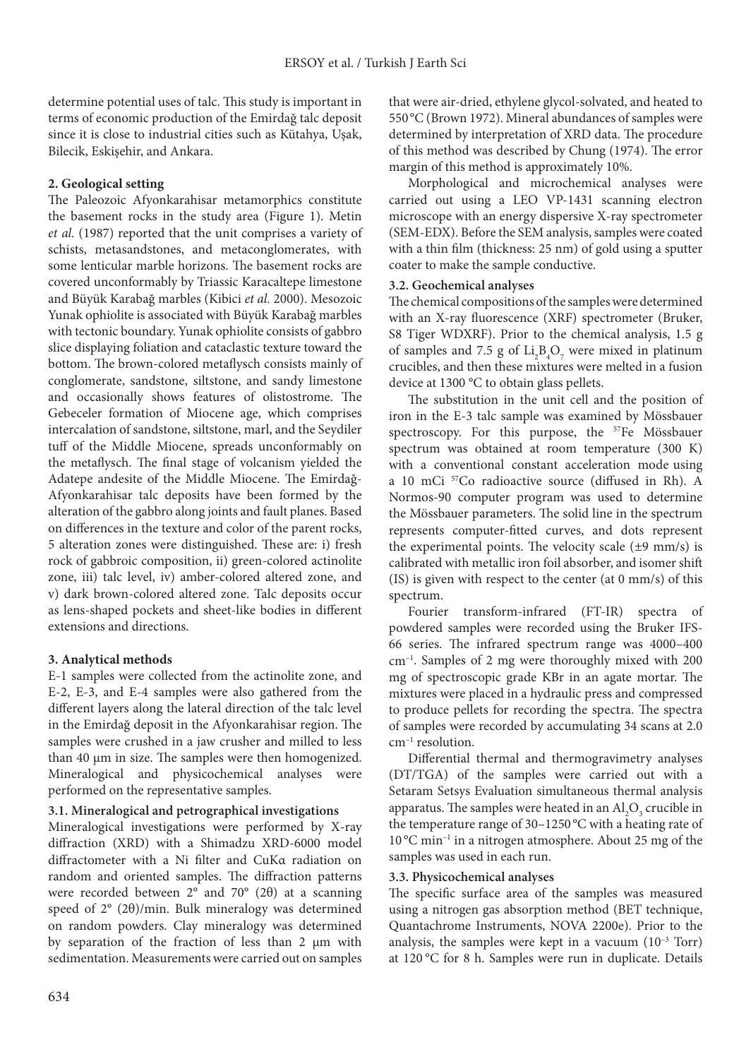determine potential uses of talc. This study is important in terms of economic production of the Emirdağ talc deposit since it is close to industrial cities such as Kütahya, Uşak, Bilecik, Eskişehir, and Ankara.

## 2. Geological setting

The Paleozoic Afyonkarahisar metamorphics constitute the basement rocks in the study area (Figure 1). Metin *et al.* (1987) reported that the unit comprises a variety of schists, metasandstones, and metaconglomerates, with some lenticular marble horizons. The basement rocks are covered unconformably by Triassic Karacaltepe limestone and Büyük Karabağ marbles (Kibici *et al.* 2000). Mesozoic Yunak ophiolite is associated with Büyük Karabağ marbles with tectonic boundary. Yunak ophiolite consists of gabbro slice displaying foliation and cataclastic texture toward the bottom. The brown-colored metaflysch consists mainly of conglomerate, sandstone, siltstone, and sandy limestone and occasionally shows features of olistostrome. The Gebeceler formation of Miocene age, which comprises intercalation of sandstone, siltstone, marl, and the Seydiler tuff of the Middle Miocene, spreads unconformably on the metaflysch. The final stage of volcanism yielded the Adatepe andesite of the Middle Miocene. The Emirdağ-Afyonkarahisar talc deposits have been formed by the alteration of the gabbro along joints and fault planes. Based on differences in the texture and color of the parent rocks, 5 alteration zones were distinguished. These are: i) fresh rock of gabbroic composition, ii) green-colored actinolite zone, iii) talc level, iv) amber-colored altered zone, and v) dark brown-colored altered zone. Talc deposits occur as lens-shaped pockets and sheet-like bodies in different extensions and directions.

## 3. Analytical methods

E-1 samples were collected from the actinolite zone, and E-2, E-3, and E-4 samples were also gathered from the different layers along the lateral direction of the talc level in the Emirdağ deposit in the Afyonkarahisar region. The samples were crushed in a jaw crusher and milled to less than 40 µm in size. The samples were then homogenized. Mineralogical and physicochemical analyses were performed on the representative samples.

### 3.1. Mineralogical and petrographical investigations

Mineralogical investigations were performed by X-ray diffraction (XRD) with a Shimadzu XRD-6000 model diffractometer with a Ni filter and CuKα radiation on random and oriented samples. The diffraction patterns were recorded between 2° and 70° (2θ) at a scanning speed of 2° (2θ)/min. Bulk mineralogy was determined on random powders. Clay mineralogy was determined by separation of the fraction of less than 2 µm with sedimentation. Measurements were carried out on samples that were air-dried, ethylene glycol-solvated, and heated to 550 °C (Brown 1972). Mineral abundances of samples were determined by interpretation of XRD data. The procedure of this method was described by Chung (1974). The error margin of this method is approximately 10%.

Morphological and microchemical analyses were carried out using a LEO VP-1431 scanning electron microscope with an energy dispersive X-ray spectrometer (SEM-EDX). Before the SEM analysis, samples were coated with a thin film (thickness: 25 nm) of gold using a sputter coater to make the sample conductive.

### 3.2. Geochemical analyses

The chemical compositions of the samples were determined with an X-ray fluorescence (XRF) spectrometer (Bruker, S8 Tiger WDXRF). Prior to the chemical analysis, 1.5 g of samples and 7.5 g of $Li_2B_4O_7$ were mixed in platinum crucibles, and then these mixtures were melted in a fusion device at 1300 °C to obtain glass pellets.

The substitution in the unit cell and the position of iron in the E-3 talc sample was examined by Mössbauer spectroscopy. For this purpose, the $^{57}$Fe Mössbauer spectrum was obtained at room temperature (300 K) with a conventional constant acceleration mode using a 10 mCi $^{57}$Co radioactive source (diffused in Rh). A Normos-90 computer program was used to determine the Mössbauer parameters. The solid line in the spectrum represents computer-fitted curves, and dots represent the experimental points. The velocity scale (±9 mm/s) is calibrated with metallic iron foil absorber, and isomer shift (IS) is given with respect to the center (at 0 mm/s) of this spectrum.

Fourier transform-infrared (FT-IR) spectra of powdered samples were recorded using the Bruker IFS-66 series. The infrared spectrum range was 4000–400 cm$^{-1}$. Samples of 2 mg were thoroughly mixed with 200 mg of spectroscopic grade KBr in an agate mortar. The mixtures were placed in a hydraulic press and compressed to produce pellets for recording the spectra. The spectra of samples were recorded by accumulating 34 scans at 2.0 cm$^{-1}$ resolution.

Differential thermal and thermogravimetry analyses (DT/TGA) of the samples were carried out with a Setaram Setsys Evaluation simultaneous thermal analysis apparatus. The samples were heated in an $Al_2O_3$ crucible in the temperature range of 30–1250 °C with a heating rate of 10 °C min$^{-1}$ in a nitrogen atmosphere. About 25 mg of the samples was used in each run.

### 3.3. Physicochemical analyses

The specific surface area of the samples was measured using a nitrogen gas absorption method (BET technique, Quantachrome Instruments, NOVA 2200e). Prior to the analysis, the samples were kept in a vacuum (10$^{-3}$ Torr) at 120 °C for 8 h. Samples were run in duplicate. Details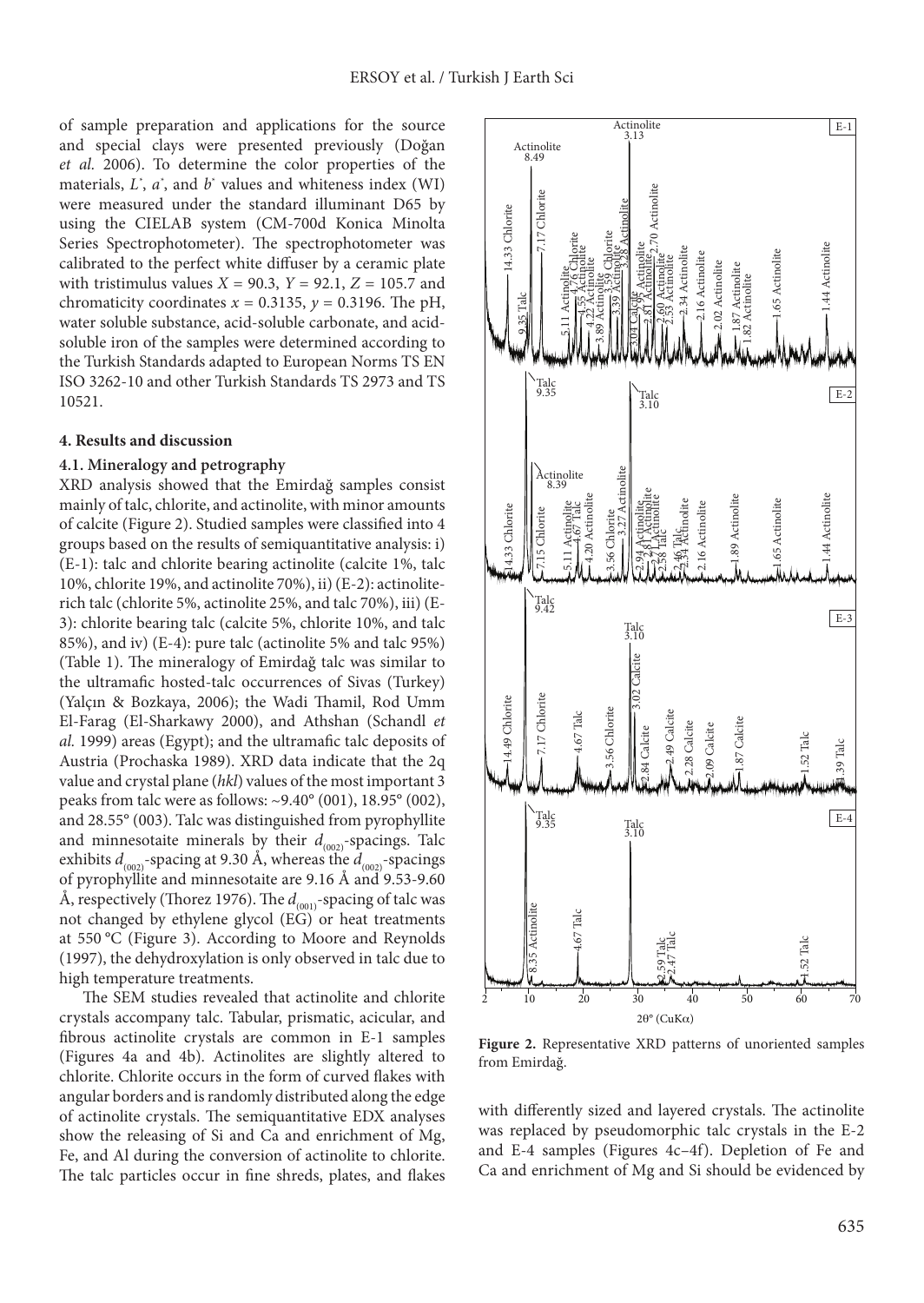of sample preparation and applications for the source and special clays were presented previously (Doğan *et al.* 2006). To determine the color properties of the materials, $L^*$, $a^*$, and $b^*$ values and whiteness index (WI) were measured under the standard illuminant D65 by using the CIELAB system (CM-700d Konica Minolta Series Spectrophotometer). The spectrophotometer was calibrated to the perfect white diffuser by a ceramic plate with tristimulus values $X$ = 90.3, $Y$ = 92.1, $Z$ = 105.7 and chromaticity coordinates $x$ = 0.3135, $y$ = 0.3196. The pH, water soluble substance, acid-soluble carbonate, and acid-soluble iron of the samples were determined according to the Turkish Standards adapted to European Norms TS EN ISO 3262-10 and other Turkish Standards TS 2973 and TS 10521.

## 4. Results and discussion

### 4.1. Mineralogy and petrography

XRD analysis showed that the Emirdağ samples consist mainly of talc, chlorite, and actinolite, with minor amounts of calcite (Figure 2). Studied samples were classified into 4 groups based on the results of semiquantitative analysis: i) (E-1): talc and chlorite bearing actinolite (calcite 1%, talc 10%, chlorite 19%, and actinolite 70%), ii) (E-2): actinolite-rich talc (chlorite 5%, actinolite 25%, and talc 70%), iii) (E-3): chlorite bearing talc (calcite 5%, chlorite 10%, and talc 85%), and iv) (E-4): pure talc (actinolite 5% and talc 95%) (Table 1). The mineralogy of Emirdağ talc was similar to the ultramafic hosted-talc occurrences of Sivas (Turkey) (Yalçın & Bozkaya, 2006); the Wadi Thamil, Rod Umm El-Farag (El-Sharkawy 2000), and Athshan (Schandl *et al.* 1999) areas (Egypt); and the ultramafic talc deposits of Austria (Prochaska 1989). XRD data indicate that the 2q value and crystal plane (*hkl*) values of the most important 3 peaks from talc were as follows: ~9.40° (001), 18.95° (002), and 28.55° (003). Talc was distinguished from pyrophyllite and minnesotaite minerals by their $d_{(002)}$-spacings. Talc exhibits $d_{(002)}$-spacing at 9.30 Å, whereas the $d_{(002)}$-spacings of pyrophyllite and minnesotaite are 9.16 Å and 9.53-9.60 Å, respectively (Thorez 1976). The $d_{(001)}$-spacing of talc was not changed by ethylene glycol (EG) or heat treatments at 550 °C (Figure 3). According to Moore and Reynolds (1997), the dehydroxylation is only observed in talc due to high temperature treatments.

The SEM studies revealed that actinolite and chlorite crystals accompany talc. Tabular, prismatic, acicular, and fibrous actinolite crystals are common in E-1 samples (Figures 4a and 4b). Actinolites are slightly altered to chlorite. Chlorite occurs in the form of curved flakes with angular borders and is randomly distributed along the edge of actinolite crystals. The semiquantitative EDX analyses show the releasing of Si and Ca and enrichment of Mg, Fe, and Al during the conversion of actinolite to chlorite. The talc particles occur in fine shreds, plates, and flakes with differently sized and layered crystals. The actinolite was replaced by pseudomorphic talc crystals in the E-2 and E-4 samples (Figures 4c–4f). Depletion of Fe and Ca and enrichment of Mg and Si should be evidenced by

**Figure 2.** Representative XRD patterns of unoriented samples from Emirdağ.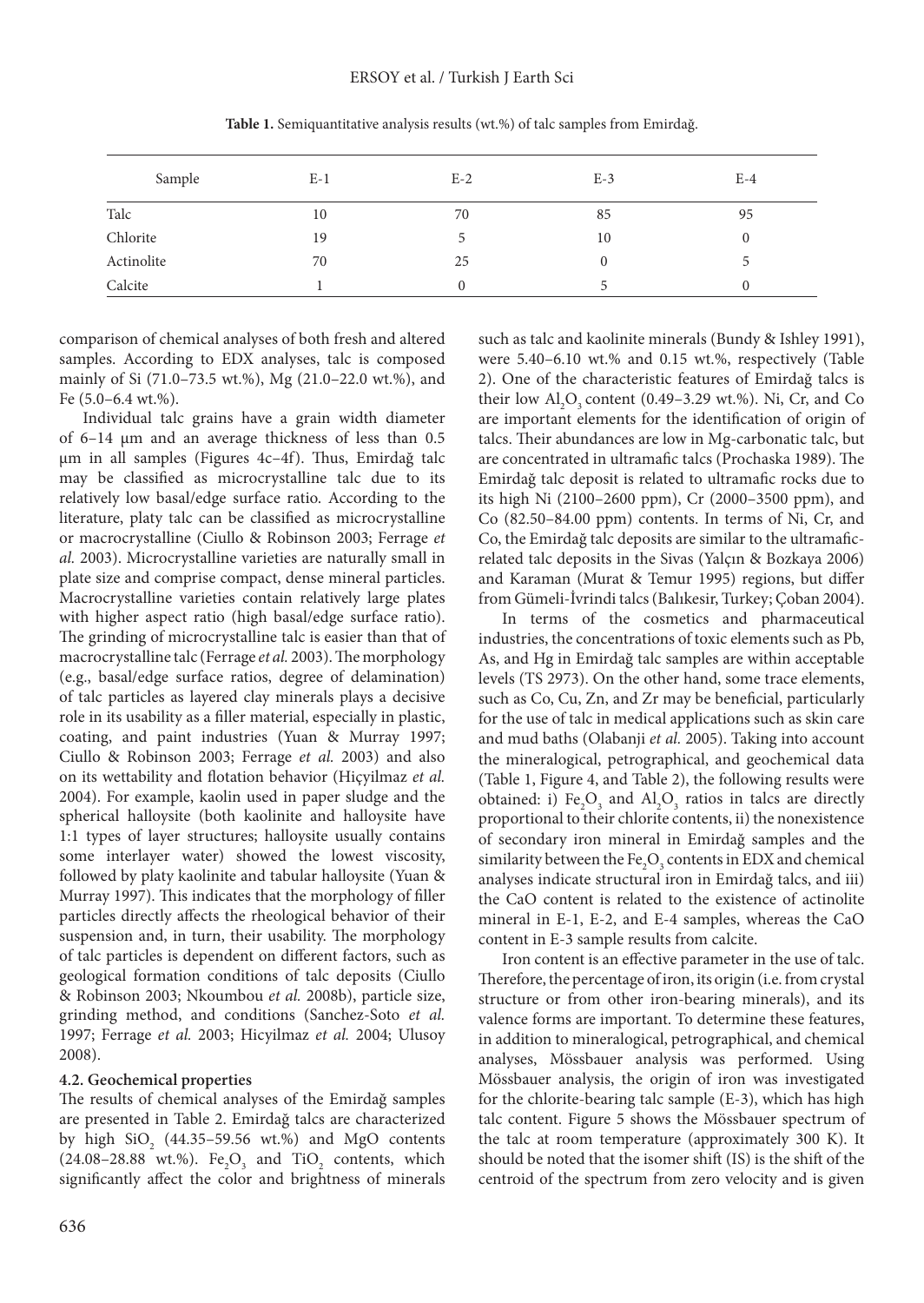**Table 1.** Semiquantitative analysis results (wt.%) of talc samples from Emirdağ.

| Sample | E-1 | E-2 | E-3 | E-4 |
|---|---|---|---|---|
| Talc | 10 | 70 | 85 | 95 |
| Chlorite | 19 | 5 | 10 | 0 |
| Actinolite | 70 | 25 | 0 | 5 |
| Calcite | 1 | 0 | 5 | 0 |

comparison of chemical analyses of both fresh and altered samples. According to EDX analyses, talc is composed mainly of Si (71.0–73.5 wt.%), Mg (21.0–22.0 wt.%), and Fe (5.0–6.4 wt.%).

Individual talc grains have a grain width diameter of 6–14 µm and an average thickness of less than 0.5 µm in all samples (Figures 4c–4f). Thus, Emirdağ talc may be classified as microcrystalline talc due to its relatively low basal/edge surface ratio. According to the literature, platy talc can be classified as microcrystalline or macrocrystalline (Ciullo & Robinson 2003; Ferrage *et al.* 2003). Microcrystalline varieties are naturally small in plate size and comprise compact, dense mineral particles. Macrocrystalline varieties contain relatively large plates with higher aspect ratio (high basal/edge surface ratio). The grinding of microcrystalline talc is easier than that of macrocrystalline talc (Ferrage *et al.* 2003). The morphology (e.g., basal/edge surface ratios, degree of delamination) of talc particles as layered clay minerals plays a decisive role in its usability as a filler material, especially in plastic, coating, and paint industries (Yuan & Murray 1997; Ciullo & Robinson 2003; Ferrage *et al.* 2003) and also on its wettability and flotation behavior (Hiçyilmaz *et al.* 2004). For example, kaolin used in paper sludge and the spherical halloysite (both kaolinite and halloysite have 1:1 types of layer structures; halloysite usually contains some interlayer water) showed the lowest viscosity, followed by platy kaolinite and tabular halloysite (Yuan & Murray 1997). This indicates that the morphology of filler particles directly affects the rheological behavior of their suspension and, in turn, their usability. The morphology of talc particles is dependent on different factors, such as geological formation conditions of talc deposits (Ciullo & Robinson 2003; Nkoumbou *et al.* 2008b), particle size, grinding method, and conditions (Sanchez-Soto *et al.* 1997; Ferrage *et al.* 2003; Hicyilmaz *et al.* 2004; Ulusoy 2008).

### 4.2. Geochemical properties

The results of chemical analyses of the Emirdağ samples are presented in Table 2. Emirdağ talcs are characterized by high $SiO_2$ (44.35–59.56 wt.%) and MgO contents (24.08–28.88 wt.%). $Fe_2O_3$ and $TiO_2$ contents, which significantly affect the color and brightness of minerals such as talc and kaolinite minerals (Bundy & Ishley 1991), were 5.40–6.10 wt.% and 0.15 wt.%, respectively (Table 2). One of the characteristic features of Emirdağ talcs is their low $Al_2O_3$ content (0.49–3.29 wt.%). Ni, Cr, and Co are important elements for the identification of origin of talcs. Their abundances are low in Mg-carbonatic talc, but are concentrated in ultramafic talcs (Prochaska 1989). The Emirdağ talc deposit is related to ultramafic rocks due to its high Ni (2100–2600 ppm), Cr (2000–3500 ppm), and Co (82.50–84.00 ppm) contents. In terms of Ni, Cr, and Co, the Emirdağ talc deposits are similar to the ultramafic-related talc deposits in the Sivas (Yalçın & Bozkaya 2006) and Karaman (Murat & Temur 1995) regions, but differ from Gümeli-İvrindi talcs (Balıkesir, Turkey; Çoban 2004).

In terms of the cosmetics and pharmaceutical industries, the concentrations of toxic elements such as Pb, As, and Hg in Emirdağ talc samples are within acceptable levels (TS 2973). On the other hand, some trace elements, such as Co, Cu, Zn, and Zr may be beneficial, particularly for the use of talc in medical applications such as skin care and mud baths (Olabanji *et al.* 2005). Taking into account the mineralogical, petrographical, and geochemical data (Table 1, Figure 4, and Table 2), the following results were obtained: i) $Fe_2O_3$ and $Al_2O_3$ ratios in talcs are directly proportional to their chlorite contents, ii) the nonexistence of secondary iron mineral in Emirdağ samples and the similarity between the $Fe_2O_3$ contents in EDX and chemical analyses indicate structural iron in Emirdağ talcs, and iii) the CaO content is related to the existence of actinolite mineral in E-1, E-2, and E-4 samples, whereas the CaO content in E-3 sample results from calcite.

Iron content is an effective parameter in the use of talc. Therefore, the percentage of iron, its origin (i.e. from crystal structure or from other iron-bearing minerals), and its valence forms are important. To determine these features, in addition to mineralogical, petrographical, and chemical analyses, Mössbauer analysis was performed. Using Mössbauer analysis, the origin of iron was investigated for the chlorite-bearing talc sample (E-3), which has high talc content. Figure 5 shows the Mössbauer spectrum of the talc at room temperature (approximately 300 K). It should be noted that the isomer shift (IS) is the shift of the centroid of the spectrum from zero velocity and is given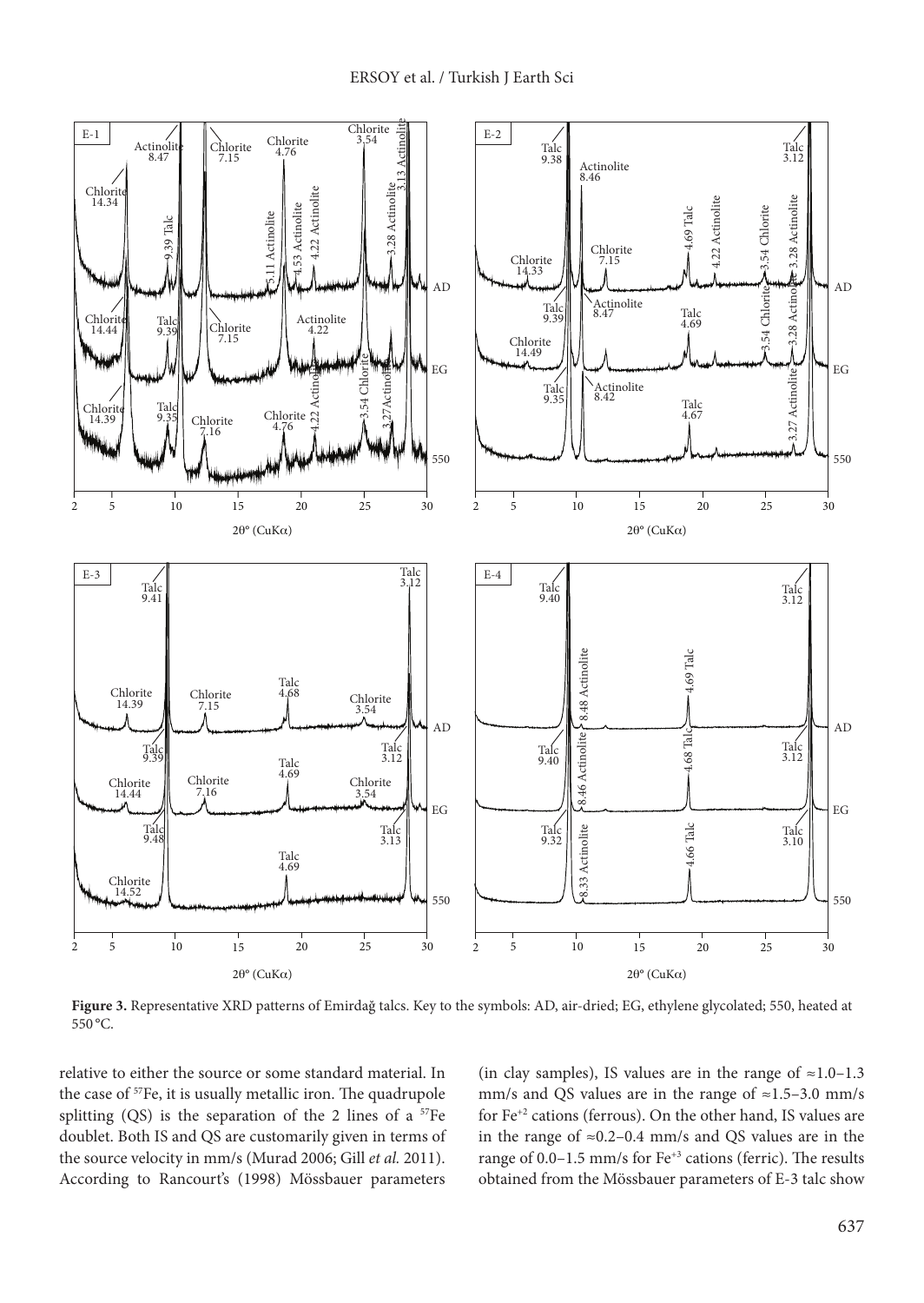**Figure 3.** Representative XRD patterns of Emirdağ talcs. Key to the symbols: AD, air-dried; EG, ethylene glycolated; 550, heated at 550 °C.

relative to either the source or some standard material. In the case of $^{57}Fe$, it is usually metallic iron. The quadrupole splitting (QS) is the separation of the 2 lines of a $^{57}Fe$ doublet. Both IS and QS are customarily given in terms of the source velocity in mm/s (Murad 2006; Gill *et al.* 2011). According to Rancourt's (1998) Mössbauer parameters (in clay samples), IS values are in the range of ≈1.0–1.3 mm/s and QS values are in the range of ≈1.5–3.0 mm/s for $Fe^{+2}$ cations (ferrous). On the other hand, IS values are in the range of ≈0.2–0.4 mm/s and QS values are in the range of 0.0–1.5 mm/s for $Fe^{+3}$ cations (ferric). The results obtained from the Mössbauer parameters of E-3 talc show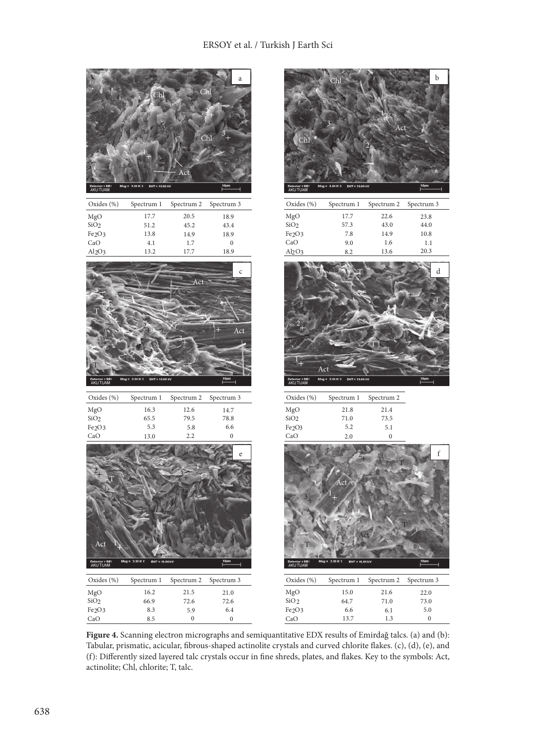**(a)**

| Oxides (%) | Spectrum 1 | Spectrum 2 | Spectrum 3 |
|---|---|---|---|
| MgO | 17.7 | 20.5 | 18.9 |
| $SiO_2$ | 51.2 | 45.2 | 43.4 |
| $Fe_2O_3$ | 13.8 | 14.9 | 18.9 |
| CaO | 4.1 | 1.7 | 0 |
| $Al_2O_3$ | 13.2 | 17.7 | 18.9 |

**(b)**

| Oxides (%) | Spectrum 1 | Spectrum 2 | Spectrum 3 |
|---|---|---|---|
| MgO | 17.7 | 22.6 | 23.8 |
| $SiO_2$ | 57.3 | 43.0 | 44.0 |
| $Fe_2O_3$ | 7.8 | 14.9 | 10.8 |
| CaO | 9.0 | 1.6 | 1.1 |
| $Al_2O_3$ | 8.2 | 13.6 | 20.3 |

**(c)**

| Oxides (%) | Spectrum 1 | Spectrum 2 | Spectrum 3 |
|---|---|---|---|
| MgO | 16.3 | 12.6 | 14.7 |
| $SiO_2$ | 65.5 | 79.5 | 78.8 |
| $Fe_2O_3$ | 5.3 | 5.8 | 6.6 |
| CaO | 13.0 | 2.2 | 0 |

**(d)**

| Oxides (%) | Spectrum 1 | Spectrum 2 |
|---|---|---|
| MgO | 21.8 | 21.4 |
| $SiO_2$ | 71.0 | 73.5 |
| $Fe_2O_3$ | 5.2 | 5.1 |
| CaO | 2.0 | 0 |

**(e)**

| Oxides (%) | Spectrum 1 | Spectrum 2 | Spectrum 3 |
|---|---|---|---|
| MgO | 16.2 | 21.5 | 21.0 |
| $SiO_2$ | 66.9 | 72.6 | 72.6 |
| $Fe_2O_3$ | 8.3 | 5.9 | 6.4 |
| CaO | 8.5 | 0 | 0 |

**(f)**

| Oxides (%) | Spectrum 1 | Spectrum 2 | Spectrum 3 |
|---|---|---|---|
| MgO | 15.0 | 21.6 | 22.0 |
| $SiO_2$ | 64.7 | 71.0 | 73.0 |
| $Fe_2O_3$ | 6.6 | 6.1 | 5.0 |
| CaO | 13.7 | 1.3 | 0 |

**Figure 4.** Scanning electron micrographs and semiquantitative EDX results of Emirdağ talcs. (a) and (b): Tabular, prismatic, acicular, fibrous-shaped actinolite crystals and curved chlorite flakes. (c), (d), (e), and (f): Differently sized layered talc crystals occur in fine shreds, plates, and flakes. Key to the symbols: Act, actinolite; Chl, chlorite; T, talc.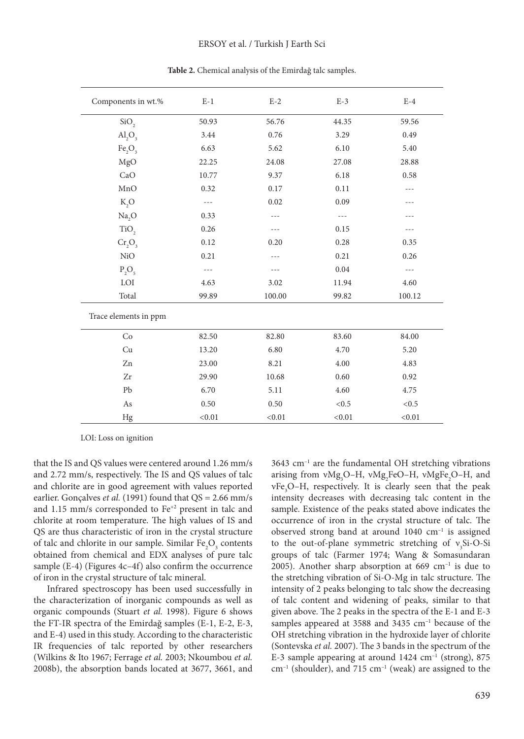**Table 2.** Chemical analysis of the Emirdağ talc samples.

| Components in wt.% | E-1 | E-2 | E-3 | E-4 |
|---|---|---|---|---|
| $SiO_2$ | 50.93 | 56.76 | 44.35 | 59.56 |
| $Al_2O_3$ | 3.44 | 0.76 | 3.29 | 0.49 |
| $Fe_2O_3$ | 6.63 | 5.62 | 6.10 | 5.40 |
| MgO | 22.25 | 24.08 | 27.08 | 28.88 |
| CaO | 10.77 | 9.37 | 6.18 | 0.58 |
| MnO | 0.32 | 0.17 | 0.11 | --- |
| $K_2O$ | --- | 0.02 | 0.09 | --- |
| $Na_2O$ | 0.33 | --- | --- | --- |
| $TiO_2$ | 0.26 | --- | 0.15 | --- |
| $Cr_2O_3$ | 0.12 | 0.20 | 0.28 | 0.35 |
| NiO | 0.21 | --- | 0.21 | 0.26 |
| $P_2O_5$ | --- | --- | 0.04 | --- |
| LOI | 4.63 | 3.02 | 11.94 | 4.60 |
| Total | 99.89 | 100.00 | 99.82 | 100.12 |
| Trace elements in ppm | | | | |
| Co | 82.50 | 82.80 | 83.60 | 84.00 |
| Cu | 13.20 | 6.80 | 4.70 | 5.20 |
| Zn | 23.00 | 8.21 | 4.00 | 4.83 |
| Zr | 29.90 | 10.68 | 0.60 | 0.92 |
| Pb | 6.70 | 5.11 | 4.60 | 4.75 |
| As | 0.50 | 0.50 | <0.5 | <0.5 |
| Hg | <0.01 | <0.01 | <0.01 | <0.01 |

LOI: Loss on ignition

that the IS and QS values were centered around 1.26 mm/s and 2.72 mm/s, respectively. The IS and QS values of talc and chlorite are in good agreement with values reported earlier. Gonçalves *et al.* (1991) found that QS = 2.66 mm/s and 1.15 mm/s corresponded to $Fe^{+2}$ present in talc and chlorite at room temperature. The high values of IS and QS are thus characteristic of iron in the crystal structure of talc and chlorite in our sample. Similar $Fe_2O_3$ contents obtained from chemical and EDX analyses of pure talc sample (E-4) (Figures 4c–4f) also confirm the occurrence of iron in the crystal structure of talc mineral.

Infrared spectroscopy has been used successfully in the characterization of inorganic compounds as well as organic compounds (Stuart *et al.* 1998). Figure 6 shows the FT-IR spectra of the Emirdağ samples (E-1, E-2, E-3, and E-4) used in this study. According to the characteristic IR frequencies of talc reported by other researchers (Wilkins & Ito 1967; Ferrage *et al.* 2003; Nkoumbou *et al.* 2008b), the absorption bands located at 3677, 3661, and 3643 $cm^{-1}$ are the fundamental OH stretching vibrations arising from $\nu Mg_3O$–H, $\nu Mg_2FeO$–H, $\nu MgFe_2O$–H, and $\nu Fe_3O$–H, respectively. It is clearly seen that the peak intensity decreases with decreasing talc content in the sample. Existence of the peaks stated above indicates the occurrence of iron in the crystal structure of talc. The observed strong band at around 1040 $cm^{-1}$ is assigned to the out-of-plane symmetric stretching of $\nu_3$Si-O-Si groups of talc (Farmer 1974; Wang & Somasundaran 2005). Another sharp absorption at 669 $cm^{-1}$ is due to the stretching vibration of Si-O-Mg in talc structure. The intensity of 2 peaks belonging to talc show the decreasing of talc content and widening of peaks, similar to that given above. The 2 peaks in the spectra of the E-1 and E-3 samples appeared at 3588 and 3435 $cm^{-1}$ because of the OH stretching vibration in the hydroxide layer of chlorite (Sontevska *et al.* 2007). The 3 bands in the spectrum of the E-3 sample appearing at around 1424 $cm^{-1}$ (strong), 875 $cm^{-1}$ (shoulder), and 715 $cm^{-1}$ (weak) are assigned to the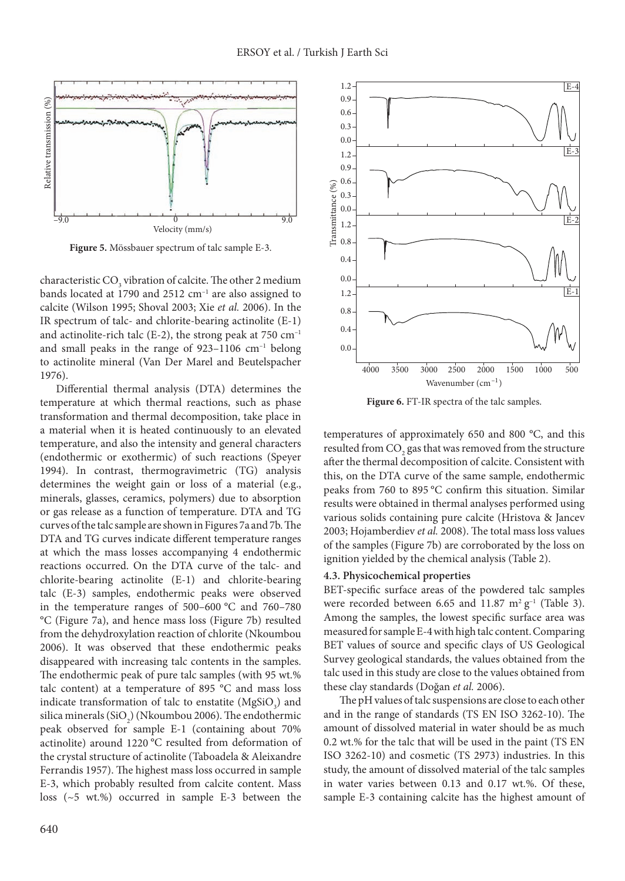**Figure 5.** Mössbauer spectrum of talc sample E-3.

characteristic $CO_3$ vibration of calcite. The other 2 medium bands located at 1790 and 2512 $cm^{-1}$ are also assigned to calcite (Wilson 1995; Shoval 2003; Xie *et al.* 2006). In the IR spectrum of talc- and chlorite-bearing actinolite (E-1) and actinolite-rich talc (E-2), the strong peak at 750 $cm^{-1}$ and small peaks in the range of 923–1106 $cm^{-1}$ belong to actinolite mineral (Van Der Marel and Beutelspacher 1976).

Differential thermal analysis (DTA) determines the temperature at which thermal reactions, such as phase transformation and thermal decomposition, take place in a material when it is heated continuously to an elevated temperature, and also the intensity and general characters (endothermic or exothermic) of such reactions (Speyer 1994). In contrast, thermogravimetric (TG) analysis determines the weight gain or loss of a material (e.g., minerals, glasses, ceramics, polymers) due to absorption or gas release as a function of temperature. DTA and TG curves of the talc sample are shown in Figures 7a and 7b. The DTA and TG curves indicate different temperature ranges at which the mass losses accompanying 4 endothermic reactions occurred. On the DTA curve of the talc- and chlorite-bearing actinolite (E-1) and chlorite-bearing talc (E-3) samples, endothermic peaks were observed in the temperature ranges of 500–600 °C and 760–780 °C (Figure 7a), and hence mass loss (Figure 7b) resulted from the dehydroxylation reaction of chlorite (Nkoumbou 2006). It was observed that these endothermic peaks disappeared with increasing talc contents in the samples. The endothermic peak of pure talc samples (with 95 wt.% talc content) at a temperature of 895 °C and mass loss indicate transformation of talc to enstatite ($MgSiO_3$) and silica minerals ($SiO_2$) (Nkoumbou 2006). The endothermic peak observed for sample E-1 (containing about 70% actinolite) around 1220 °C resulted from deformation of the crystal structure of actinolite (Taboadela & Aleixandre Ferrandis 1957). The highest mass loss occurred in sample E-3, which probably resulted from calcite content. Mass loss (~5 wt.%) occurred in sample E-3 between the temperatures of approximately 650 and 800 °C, and this resulted from $CO_2$ gas that was removed from the structure after the thermal decomposition of calcite. Consistent with this, on the DTA curve of the same sample, endothermic peaks from 760 to 895 °C confirm this situation. Similar results were obtained in thermal analyses performed using various solids containing pure calcite (Hristova & Jancev 2003; Hojamberdiev *et al.* 2008). The total mass loss values of the samples (Figure 7b) are corroborated by the loss on ignition yielded by the chemical analysis (Table 2).

**Figure 6.** FT-IR spectra of the talc samples.

### 4.3. Physicochemical properties

BET-specific surface areas of the powdered talc samples were recorded between 6.65 and 11.87 $m^2\ g^{-1}$ (Table 3). Among the samples, the lowest specific surface area was measured for sample E-4 with high talc content. Comparing BET values of source and specific clays of US Geological Survey geological standards, the values obtained from the talc used in this study are close to the values obtained from these clay standards (Doğan *et al.* 2006).

The pH values of talc suspensions are close to each other and in the range of standards (TS EN ISO 3262-10). The amount of dissolved material in water should be as much 0.2 wt.% for the talc that will be used in the paint (TS EN ISO 3262-10) and cosmetic (TS 2973) industries. In this study, the amount of dissolved material of the talc samples in water varies between 0.13 and 0.17 wt.%. Of these, sample E-3 containing calcite has the highest amount of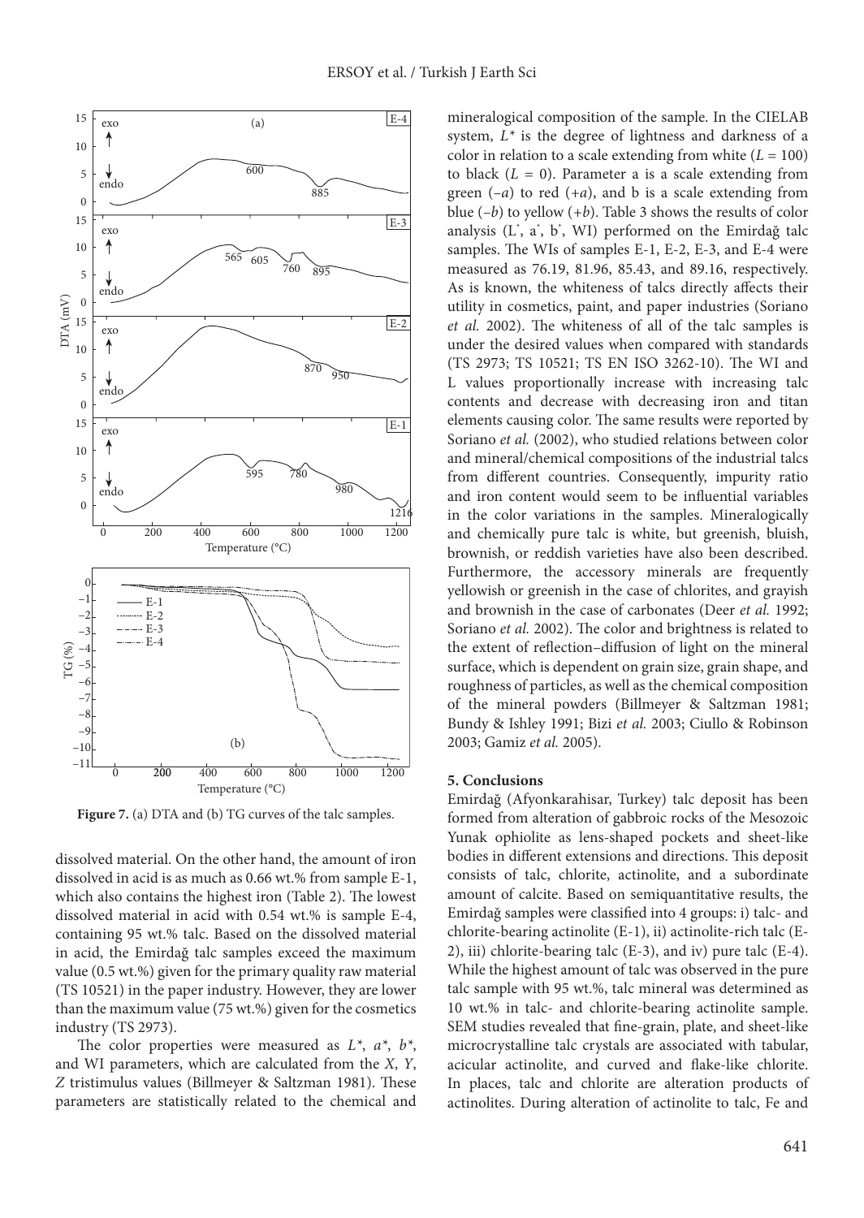Figure 7. (a) DTA and (b) TG curves of the talc samples.

dissolved material. On the other hand, the amount of iron dissolved in acid is as much as 0.66 wt.% from sample E-1, which also contains the highest iron (Table 2). The lowest dissolved material in acid with 0.54 wt.% is sample E-4, containing 95 wt.% talc. Based on the dissolved material in acid, the Emirdağ talc samples exceed the maximum value (0.5 wt.%) given for the primary quality raw material (TS 10521) in the paper industry. However, they are lower than the maximum value (75 wt.%) given for the cosmetics industry (TS 2973).

The color properties were measured as $L^*$, $a^*$, $b^*$, and WI parameters, which are calculated from the $X$, $Y$, $Z$ tristimulus values (Billmeyer & Saltzman 1981). These parameters are statistically related to the chemical and mineralogical composition of the sample. In the CIELAB system, $L^*$ is the degree of lightness and darkness of a color in relation to a scale extending from white ($L = 100$) to black ($L = 0$). Parameter a is a scale extending from green ($-a$) to red ($+a$), and b is a scale extending from blue ($-b$) to yellow ($+b$). Table 3 shows the results of color analysis ($L^*$, $a^*$, $b^*$, WI) performed on the Emirdağ talc samples. The WIs of samples E-1, E-2, E-3, and E-4 were measured as 76.19, 81.96, 85.43, and 89.16, respectively. As is known, the whiteness of talcs directly affects their utility in cosmetics, paint, and paper industries (Soriano *et al.* 2002). The whiteness of all of the talc samples is under the desired values when compared with standards (TS 2973; TS 10521; TS EN ISO 3262-10). The WI and L values proportionally increase with increasing talc contents and decrease with decreasing iron and titan elements causing color. The same results were reported by Soriano *et al.* (2002), who studied relations between color and mineral/chemical compositions of the industrial talcs from different countries. Consequently, impurity ratio and iron content would seem to be influential variables in the color variations in the samples. Mineralogically and chemically pure talc is white, but greenish, bluish, brownish, or reddish varieties have also been described. Furthermore, the accessory minerals are frequently yellowish or greenish in the case of chlorites, and grayish and brownish in the case of carbonates (Deer *et al.* 1992; Soriano *et al.* 2002). The color and brightness is related to the extent of reflection–diffusion of light on the mineral surface, which is dependent on grain size, grain shape, and roughness of particles, as well as the chemical composition of the mineral powders (Billmeyer & Saltzman 1981; Bundy & Ishley 1991; Bizi *et al.* 2003; Ciullo & Robinson 2003; Gamiz *et al.* 2005).

## 5. Conclusions

Emirdağ (Afyonkarahisar, Turkey) talc deposit has been formed from alteration of gabbroic rocks of the Mesozoic Yunak ophiolite as lens-shaped pockets and sheet-like bodies in different extensions and directions. This deposit consists of talc, chlorite, actinolite, and a subordinate amount of calcite. Based on semiquantitative results, the Emirdağ samples were classified into 4 groups: i) talc- and chlorite-bearing actinolite (E-1), ii) actinolite-rich talc (E-2), iii) chlorite-bearing talc (E-3), and iv) pure talc (E-4). While the highest amount of talc was observed in the pure talc sample with 95 wt.%, talc mineral was determined as 10 wt.% in talc- and chlorite-bearing actinolite sample. SEM studies revealed that fine-grain, plate, and sheet-like microcrystalline talc crystals are associated with tabular, acicular actinolite, and curved and flake-like chlorite. In places, talc and chlorite are alteration products of actinolites. During alteration of actinolite to talc, Fe and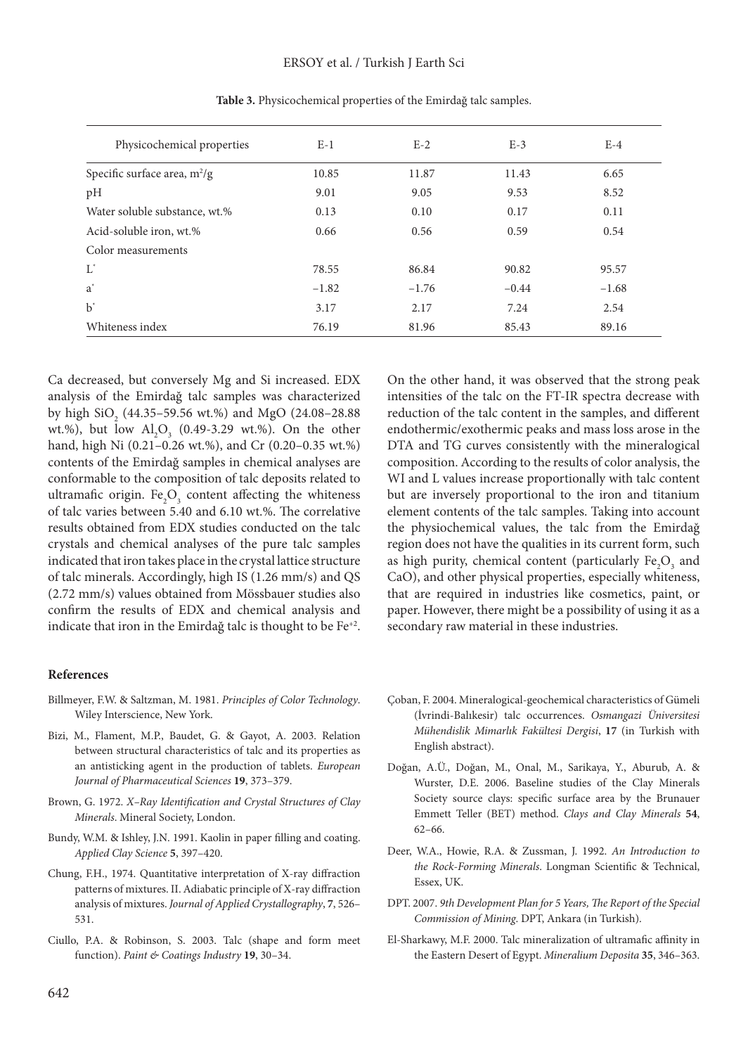**Table 3.** Physicochemical properties of the Emirdağ talc samples.

| Physicochemical properties | E-1 | E-2 | E-3 | E-4 |
|---|---|---|---|---|
| Specific surface area, $m^2/g$ | 10.85 | 11.87 | 11.43 | 6.65 |
| pH | 9.01 | 9.05 | 9.53 | 8.52 |
| Water soluble substance, wt.% | 0.13 | 0.10 | 0.17 | 0.11 |
| Acid-soluble iron, wt.% | 0.66 | 0.56 | 0.59 | 0.54 |
| Color measurements | | | | |
| $L^*$ | 78.55 | 86.84 | 90.82 | 95.57 |
| $a^*$ | −1.82 | −1.76 | −0.44 | −1.68 |
| $b^*$ | 3.17 | 2.17 | 7.24 | 2.54 |
| Whiteness index | 76.19 | 81.96 | 85.43 | 89.16 |

Ca decreased, but conversely Mg and Si increased. EDX analysis of the Emirdağ talc samples was characterized by high $SiO_2$ (44.35–59.56 wt.%) and MgO (24.08–28.88 wt.%), but low $Al_2O_3$ (0.49-3.29 wt.%). On the other hand, high Ni (0.21–0.26 wt.%), and Cr (0.20–0.35 wt.%) contents of the Emirdağ samples in chemical analyses are conformable to the composition of talc deposits related to ultramafic origin. $Fe_2O_3$ content affecting the whiteness of talc varies between 5.40 and 6.10 wt.%. The correlative results obtained from EDX studies conducted on the talc crystals and chemical analyses of the pure talc samples indicated that iron takes place in the crystal lattice structure of talc minerals. Accordingly, high IS (1.26 mm/s) and QS (2.72 mm/s) values obtained from Mössbauer studies also confirm the results of EDX and chemical analysis and indicate that iron in the Emirdağ talc is thought to be $Fe^{+2}$.

On the other hand, it was observed that the strong peak intensities of the talc on the FT-IR spectra decrease with reduction of the talc content in the samples, and different endothermic/exothermic peaks and mass loss arose in the DTA and TG curves consistently with the mineralogical composition. According to the results of color analysis, the WI and L values increase proportionally with talc content but are inversely proportional to the iron and titanium element contents of the talc samples. Taking into account the physiochemical values, the talc from the Emirdağ region does not have the qualities in its current form, such as high purity, chemical content (particularly $Fe_2O_3$ and CaO), and other physical properties, especially whiteness, that are required in industries like cosmetics, paint, or paper. However, there might be a possibility of using it as a secondary raw material in these industries.

## References

Billmeyer, F.W. & Saltzman, M. 1981. *Principles of Color Technology*. Wiley Interscience, New York.

Bizi, M., Flament, M.P., Baudet, G. & Gayot, A. 2003. Relation between structural characteristics of talc and its properties as an antisticking agent in the production of tablets. *European Journal of Pharmaceutical Sciences* **19**, 373–379.

Brown, G. 1972. *X–Ray Identification and Crystal Structures of Clay Minerals*. Mineral Society, London.

Bundy, W.M. & Ishley, J.N. 1991. Kaolin in paper filling and coating. *Applied Clay Science* **5**, 397–420.

Chung, F.H., 1974. Quantitative interpretation of X-ray diffraction patterns of mixtures. II. Adiabatic principle of X-ray diffraction analysis of mixtures. *Journal of Applied Crystallography*, **7**, 526–531.

Ciullo, P.A. & Robinson, S. 2003. Talc (shape and form meet function). *Paint & Coatings Industry* **19**, 30–34.

Çoban, F. 2004. Mineralogical-geochemical characteristics of Gümeli (İvrindi-Balıkesir) talc occurrences. *Osmangazi Üniversitesi Mühendislik Mimarlık Fakültesi Dergisi*, **17** (in Turkish with English abstract).

Doğan, A.Ü., Doğan, M., Onal, M., Sarikaya, Y., Aburub, A. & Wurster, D.E. 2006. Baseline studies of the Clay Minerals Society source clays: specific surface area by the Brunauer Emmett Teller (BET) method. *Clays and Clay Minerals* **54**, 62–66.

Deer, W.A., Howie, R.A. & Zussman, J. 1992. *An Introduction to the Rock-Forming Minerals*. Longman Scientific & Technical, Essex, UK.

DPT. 2007. *9th Development Plan for 5 Years, The Report of the Special Commission of Mining*. DPT, Ankara (in Turkish).

El-Sharkawy, M.F. 2000. Talc mineralization of ultramafic affinity in the Eastern Desert of Egypt. *Mineralium Deposita* **35**, 346–363.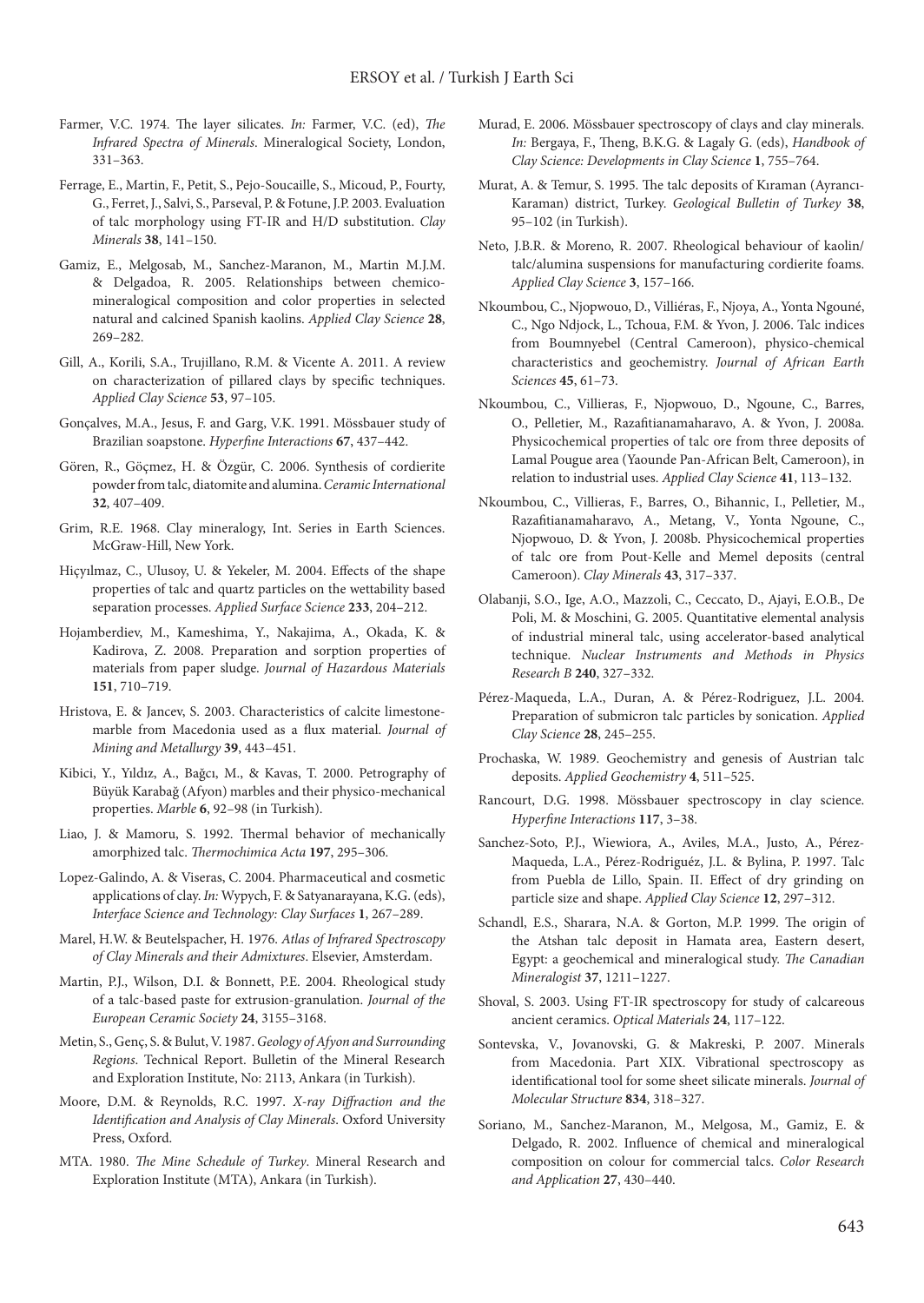Farmer, V.C. 1974. The layer silicates. *In:* Farmer, V.C. (ed), *The Infrared Spectra of Minerals*. Mineralogical Society, London, 331–363.

Ferrage, E., Martin, F., Petit, S., Pejo-Soucaille, S., Micoud, P., Fourty, G., Ferret, J., Salvi, S., Parseval, P. & Fotune, J.P. 2003. Evaluation of talc morphology using FT-IR and H/D substitution. *Clay Minerals* **38**, 141–150.

Gamiz, E., Melgosab, M., Sanchez-Maranon, M., Martin M.J.M. & Delgadoa, R. 2005. Relationships between chemico-mineralogical composition and color properties in selected natural and calcined Spanish kaolins. *Applied Clay Science* **28**, 269–282.

Gill, A., Korili, S.A., Trujillano, R.M. & Vicente A. 2011. A review on characterization of pillared clays by specific techniques. *Applied Clay Science* **53**, 97–105.

Gonçalves, M.A., Jesus, F. and Garg, V.K. 1991. Mössbauer study of Brazilian soapstone. *Hyperfine Interactions* **67**, 437–442.

Gören, R., Göçmez, H. & Özgür, C. 2006. Synthesis of cordierite powder from talc, diatomite and alumina. *Ceramic International* **32**, 407–409.

Grim, R.E. 1968. Clay mineralogy, Int. Series in Earth Sciences. McGraw-Hill, New York.

Hiçyılmaz, C., Ulusoy, U. & Yekeler, M. 2004. Effects of the shape properties of talc and quartz particles on the wettability based separation processes. *Applied Surface Science* **233**, 204–212.

Hojamberdiev, M., Kameshima, Y., Nakajima, A., Okada, K. & Kadirova, Z. 2008. Preparation and sorption properties of materials from paper sludge. *Journal of Hazardous Materials* **151**, 710–719.

Hristova, E. & Jancev, S. 2003. Characteristics of calcite limestone-marble from Macedonia used as a flux material. *Journal of Mining and Metallurgy* **39**, 443–451.

Kibici, Y., Yıldız, A., Bağcı, M., & Kavas, T. 2000. Petrography of Büyük Karabağ (Afyon) marbles and their physico-mechanical properties. *Marble* **6**, 92–98 (in Turkish).

Liao, J. & Mamoru, S. 1992. Thermal behavior of mechanically amorphized talc. *Thermochimica Acta* **197**, 295–306.

Lopez-Galindo, A. & Viseras, C. 2004. Pharmaceutical and cosmetic applications of clay. *In:* Wypych, F. & Satyanarayana, K.G. (eds), *Interface Science and Technology: Clay Surfaces* **1**, 267–289.

Marel, H.W. & Beutelspacher, H. 1976. *Atlas of Infrared Spectroscopy of Clay Minerals and their Admixtures*. Elsevier, Amsterdam.

Martin, P.J., Wilson, D.I. & Bonnett, P.E. 2004. Rheological study of a talc-based paste for extrusion-granulation. *Journal of the European Ceramic Society* **24**, 3155–3168.

Metin, S., Genç, S. & Bulut, V. 1987. *Geology of Afyon and Surrounding Regions*. Technical Report. Bulletin of the Mineral Research and Exploration Institute, No: 2113, Ankara (in Turkish).

Moore, D.M. & Reynolds, R.C. 1997. *X-ray Diffraction and the Identification and Analysis of Clay Minerals*. Oxford University Press, Oxford.

MTA. 1980. *The Mine Schedule of Turkey*. Mineral Research and Exploration Institute (MTA), Ankara (in Turkish).

Murad, E. 2006. Mössbauer spectroscopy of clays and clay minerals. *In:* Bergaya, F., Theng, B.K.G. & Lagaly G. (eds), *Handbook of Clay Science: Developments in Clay Science* **1**, 755–764.

Murat, A. & Temur, S. 1995. The talc deposits of Kıraman (Ayrancı-Karaman) district, Turkey. *Geological Bulletin of Turkey* **38**, 95–102 (in Turkish).

Neto, J.B.R. & Moreno, R. 2007. Rheological behaviour of kaolin/talc/alumina suspensions for manufacturing cordierite foams. *Applied Clay Science* **3**, 157–166.

Nkoumbou, C., Njopwouo, D., Villiéras, F., Njoya, A., Yonta Ngouné, C., Ngo Ndjock, L., Tchoua, F.M. & Yvon, J. 2006. Talc indices from Boumnyebel (Central Cameroon), physico-chemical characteristics and geochemistry. *Journal of African Earth Sciences* **45**, 61–73.

Nkoumbou, C., Villieras, F., Njopwouo, D., Ngoune, C., Barres, O., Pelletier, M., Razafitianamaharavo, A. & Yvon, J. 2008a. Physicochemical properties of talc ore from three deposits of Lamal Pougue area (Yaounde Pan-African Belt, Cameroon), in relation to industrial uses. *Applied Clay Science* **41**, 113–132.

Nkoumbou, C., Villieras, F., Barres, O., Bihannic, I., Pelletier, M., Razafitianamaharavo, A., Metang, V., Yonta Ngoune, C., Njopwouo, D. & Yvon, J. 2008b. Physicochemical properties of talc ore from Pout-Kelle and Memel deposits (central Cameroon). *Clay Minerals* **43**, 317–337.

Olabanji, S.O., Ige, A.O., Mazzoli, C., Ceccato, D., Ajayi, E.O.B., De Poli, M. & Moschini, G. 2005. Quantitative elemental analysis of industrial mineral talc, using accelerator-based analytical technique. *Nuclear Instruments and Methods in Physics Research B* **240**, 327–332.

Pérez-Maqueda, L.A., Duran, A. & Pérez-Rodriguez, J.L. 2004. Preparation of submicron talc particles by sonication. *Applied Clay Science* **28**, 245–255.

Prochaska, W. 1989. Geochemistry and genesis of Austrian talc deposits. *Applied Geochemistry* **4**, 511–525.

Rancourt, D.G. 1998. Mössbauer spectroscopy in clay science. *Hyperfine Interactions* **117**, 3–38.

Sanchez-Soto, P.J., Wiewiora, A., Aviles, M.A., Justo, A., Pérez-Maqueda, L.A., Pérez-Rodriguéz, J.L. & Bylina, P. 1997. Talc from Puebla de Lillo, Spain. II. Effect of dry grinding on particle size and shape. *Applied Clay Science* **12**, 297–312.

Schandl, E.S., Sharara, N.A. & Gorton, M.P. 1999. The origin of the Atshan talc deposit in Hamata area, Eastern desert, Egypt: a geochemical and mineralogical study. *The Canadian Mineralogist* **37**, 1211–1227.

Shoval, S. 2003. Using FT-IR spectroscopy for study of calcareous ancient ceramics. *Optical Materials* **24**, 117–122.

Sontevska, V., Jovanovski, G. & Makreski, P. 2007. Minerals from Macedonia. Part XIX. Vibrational spectroscopy as identificational tool for some sheet silicate minerals. *Journal of Molecular Structure* **834**, 318–327.

Soriano, M., Sanchez-Maranon, M., Melgosa, M., Gamiz, E. & Delgado, R. 2002. Influence of chemical and mineralogical composition on colour for commercial talcs. *Color Research and Application* **27**, 430–440.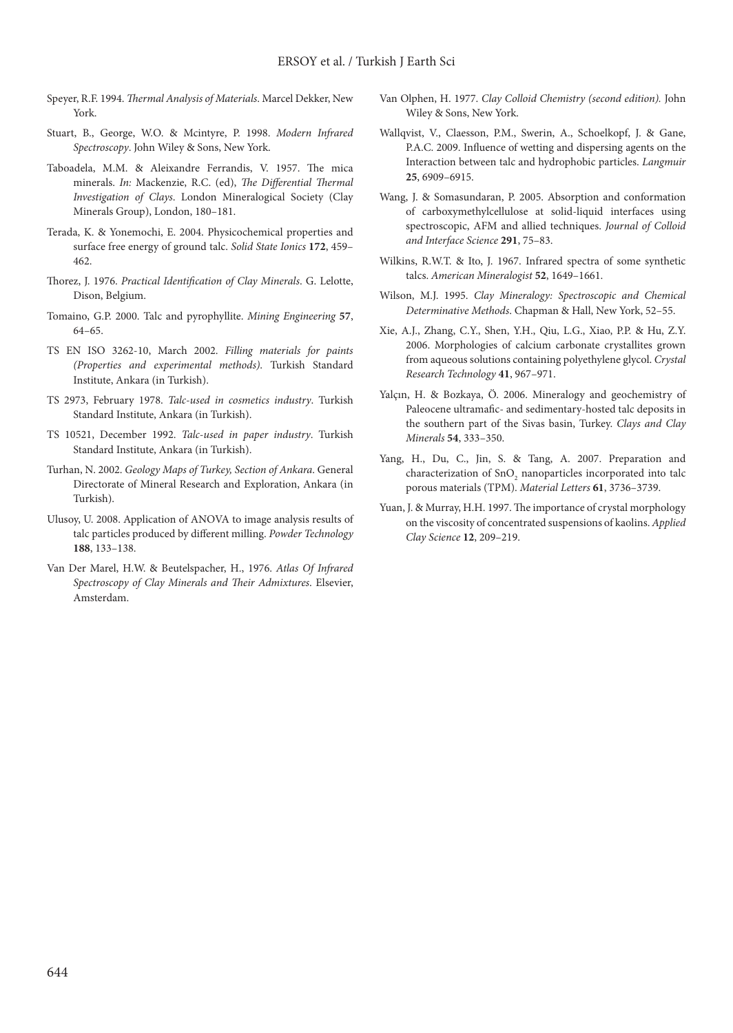Speyer, R.F. 1994. *Thermal Analysis of Materials*. Marcel Dekker, New York.

Stuart, B., George, W.O. & Mcintyre, P. 1998. *Modern Infrared Spectroscopy*. John Wiley & Sons, New York.

Taboadela, M.M. & Aleixandre Ferrandis, V. 1957. The mica minerals. *In:* Mackenzie, R.C. (ed), *The Differential Thermal Investigation of Clays*. London Mineralogical Society (Clay Minerals Group), London, 180–181.

Terada, K. & Yonemochi, E. 2004. Physicochemical properties and surface free energy of ground talc. *Solid State Ionics* **172**, 459–462.

Thorez, J. 1976. *Practical Identification of Clay Minerals*. G. Lelotte, Dison, Belgium.

Tomaino, G.P. 2000. Talc and pyrophyllite. *Mining Engineering* **57**, 64–65.

TS EN ISO 3262-10, March 2002. *Filling materials for paints (Properties and experimental methods)*. Turkish Standard Institute, Ankara (in Turkish).

TS 2973, February 1978. *Talc-used in cosmetics industry*. Turkish Standard Institute, Ankara (in Turkish).

TS 10521, December 1992. *Talc-used in paper industry*. Turkish Standard Institute, Ankara (in Turkish).

Turhan, N. 2002. *Geology Maps of Turkey, Section of Ankara*. General Directorate of Mineral Research and Exploration, Ankara (in Turkish).

Ulusoy, U. 2008. Application of ANOVA to image analysis results of talc particles produced by different milling. *Powder Technology* **188**, 133–138.

Van Der Marel, H.W. & Beutelspacher, H., 1976. *Atlas Of Infrared Spectroscopy of Clay Minerals and Their Admixtures*. Elsevier, Amsterdam.

Van Olphen, H. 1977. *Clay Colloid Chemistry (second edition).* John Wiley & Sons, New York.

Wallqvist, V., Claesson, P.M., Swerin, A., Schoelkopf, J. & Gane, P.A.C. 2009. Influence of wetting and dispersing agents on the Interaction between talc and hydrophobic particles. *Langmuir* **25**, 6909–6915.

Wang, J. & Somasundaran, P. 2005. Absorption and conformation of carboxymethylcellulose at solid-liquid interfaces using spectroscopic, AFM and allied techniques. *Journal of Colloid and Interface Science* **291**, 75–83.

Wilkins, R.W.T. & Ito, J. 1967. Infrared spectra of some synthetic talcs. *American Mineralogist* **52**, 1649–1661.

Wilson, M.J. 1995. *Clay Mineralogy: Spectroscopic and Chemical Determinative Methods*. Chapman & Hall, New York, 52–55.

Xie, A.J., Zhang, C.Y., Shen, Y.H., Qiu, L.G., Xiao, P.P. & Hu, Z.Y. 2006. Morphologies of calcium carbonate crystallites grown from aqueous solutions containing polyethylene glycol. *Crystal Research Technology* **41**, 967–971.

Yalçın, H. & Bozkaya, Ö. 2006. Mineralogy and geochemistry of Paleocene ultramafic- and sedimentary-hosted talc deposits in the southern part of the Sivas basin, Turkey. *Clays and Clay Minerals* **54**, 333–350.

Yang, H., Du, C., Jin, S. & Tang, A. 2007. Preparation and characterization of $SnO_2$ nanoparticles incorporated into talc porous materials (TPM). *Material Letters* **61**, 3736–3739.

Yuan, J. & Murray, H.H. 1997. The importance of crystal morphology on the viscosity of concentrated suspensions of kaolins. *Applied Clay Science* **12**, 209–219.